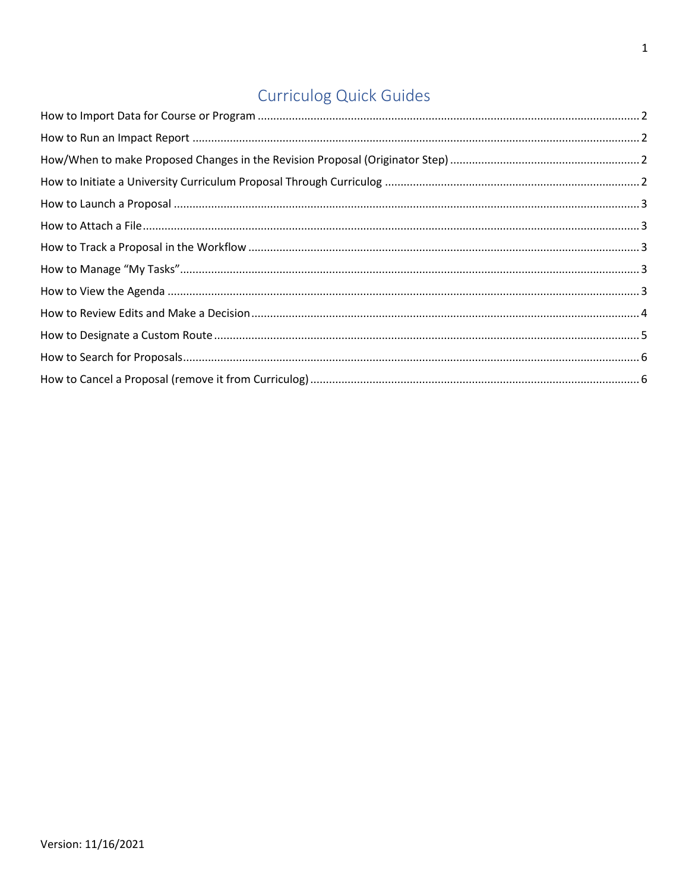# Curriculog Quick Guides

How to Import Data for Course or Program ..... 2

How to Run an Impact Report ..... 2

How/When to make Proposed Changes in the Revision Proposal (Originator Step) ..... 2

How to Initiate a University Curriculum Proposal Through Curriculog ..... 2

How to Launch a Proposal ..... 3

How to Attach a File ..... 3

How to Track a Proposal in the Workflow ..... 3

How to Manage "My Tasks" ..... 3

How to View the Agenda ..... 3

How to Review Edits and Make a Decision ..... 4

How to Designate a Custom Route ..... 5

How to Search for Proposals ..... 6

How to Cancel a Proposal (remove it from Curriculog) ..... 6

Version: 11/16/2021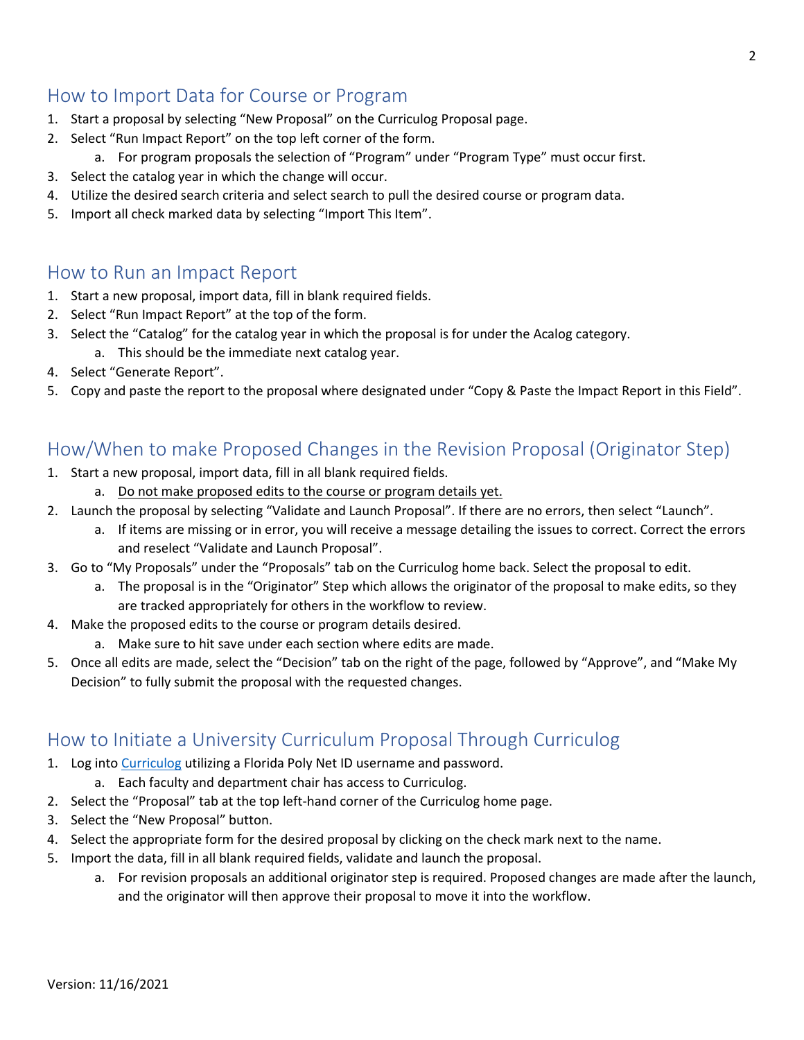## How to Import Data for Course or Program

1. Start a proposal by selecting "New Proposal" on the Curriculog Proposal page.
2. Select "Run Impact Report" on the top left corner of the form.
   a. For program proposals the selection of "Program" under "Program Type" must occur first.
3. Select the catalog year in which the change will occur.
4. Utilize the desired search criteria and select search to pull the desired course or program data.
5. Import all check marked data by selecting "Import This Item".

## How to Run an Impact Report

1. Start a new proposal, import data, fill in blank required fields.
2. Select "Run Impact Report" at the top of the form.
3. Select the "Catalog" for the catalog year in which the proposal is for under the Acalog category.
   a. This should be the immediate next catalog year.
4. Select "Generate Report".
5. Copy and paste the report to the proposal where designated under "Copy & Paste the Impact Report in this Field".

## How/When to make Proposed Changes in the Revision Proposal (Originator Step)

1. Start a new proposal, import data, fill in all blank required fields.
   a. <u>Do not make proposed edits to the course or program details yet.</u>
2. Launch the proposal by selecting "Validate and Launch Proposal". If there are no errors, then select "Launch".
   a. If items are missing or in error, you will receive a message detailing the issues to correct. Correct the errors and reselect "Validate and Launch Proposal".
3. Go to "My Proposals" under the "Proposals" tab on the Curriculog home back. Select the proposal to edit.
   a. The proposal is in the "Originator" Step which allows the originator of the proposal to make edits, so they are tracked appropriately for others in the workflow to review.
4. Make the proposed edits to the course or program details desired.
   a. Make sure to hit save under each section where edits are made.
5. Once all edits are made, select the "Decision" tab on the right of the page, followed by "Approve", and "Make My Decision" to fully submit the proposal with the requested changes.

## How to Initiate a University Curriculum Proposal Through Curriculog

1. Log into Curriculog utilizing a Florida Poly Net ID username and password.
   a. Each faculty and department chair has access to Curriculog.
2. Select the "Proposal" tab at the top left-hand corner of the Curriculog home page.
3. Select the "New Proposal" button.
4. Select the appropriate form for the desired proposal by clicking on the check mark next to the name.
5. Import the data, fill in all blank required fields, validate and launch the proposal.
   a. For revision proposals an additional originator step is required. Proposed changes are made after the launch, and the originator will then approve their proposal to move it into the workflow.

Version: 11/16/2021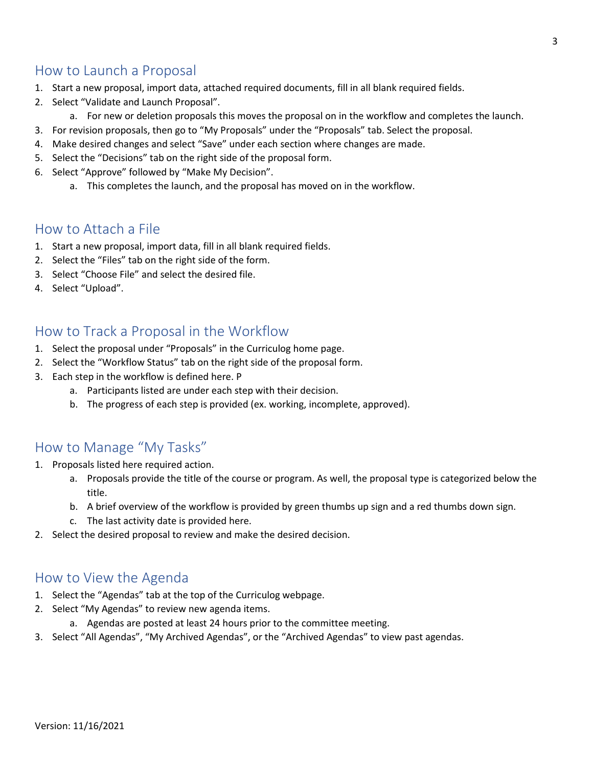## How to Launch a Proposal

1. Start a new proposal, import data, attached required documents, fill in all blank required fields.
2. Select “Validate and Launch Proposal”.
    a. For new or deletion proposals this moves the proposal on in the workflow and completes the launch.
3. For revision proposals, then go to “My Proposals” under the “Proposals” tab. Select the proposal.
4. Make desired changes and select “Save” under each section where changes are made.
5. Select the “Decisions” tab on the right side of the proposal form.
6. Select “Approve” followed by “Make My Decision”.
    a. This completes the launch, and the proposal has moved on in the workflow.

## How to Attach a File

1. Start a new proposal, import data, fill in all blank required fields.
2. Select the “Files” tab on the right side of the form.
3. Select “Choose File” and select the desired file.
4. Select “Upload”.

## How to Track a Proposal in the Workflow

1. Select the proposal under “Proposals” in the Curriculog home page.
2. Select the “Workflow Status” tab on the right side of the proposal form.
3. Each step in the workflow is defined here. P
    a. Participants listed are under each step with their decision.
    b. The progress of each step is provided (ex. working, incomplete, approved).

## How to Manage “My Tasks”

1. Proposals listed here required action.
    a. Proposals provide the title of the course or program. As well, the proposal type is categorized below the title.
    b. A brief overview of the workflow is provided by green thumbs up sign and a red thumbs down sign.
    c. The last activity date is provided here.
2. Select the desired proposal to review and make the desired decision.

## How to View the Agenda

1. Select the “Agendas” tab at the top of the Curriculog webpage.
2. Select “My Agendas” to review new agenda items.
    a. Agendas are posted at least 24 hours prior to the committee meeting.
3. Select “All Agendas”, “My Archived Agendas”, or the “Archived Agendas” to view past agendas.

Version: 11/16/2021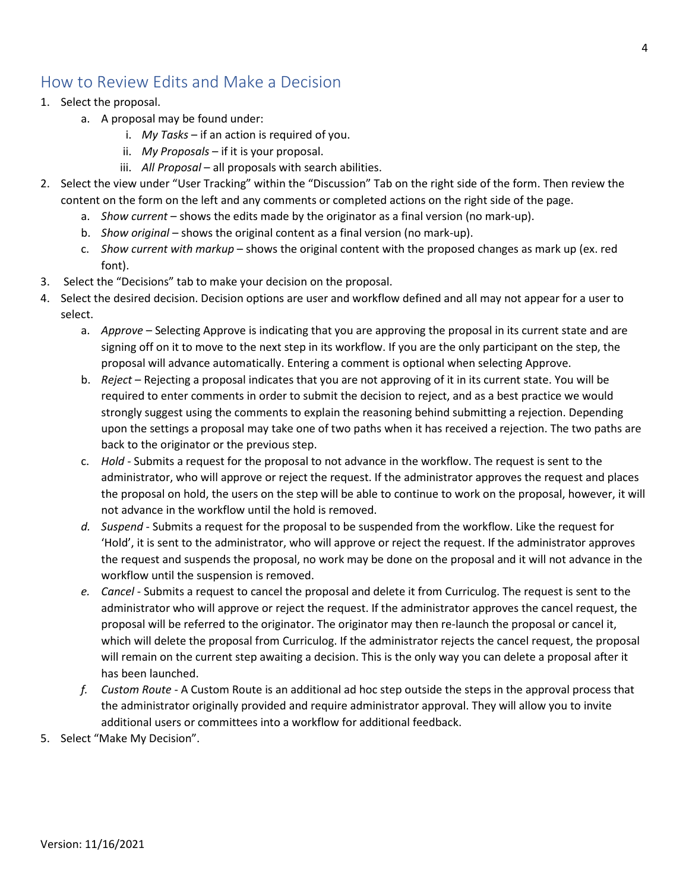## How to Review Edits and Make a Decision

1. Select the proposal.
    a. A proposal may be found under:
        i. *My Tasks* – if an action is required of you.
        ii. *My Proposals* – if it is your proposal.
        iii. *All Proposal* – all proposals with search abilities.
2. Select the view under "User Tracking" within the "Discussion" Tab on the right side of the form. Then review the content on the form on the left and any comments or completed actions on the right side of the page.
    a. *Show current* – shows the edits made by the originator as a final version (no mark-up).
    b. *Show original* – shows the original content as a final version (no mark-up).
    c. *Show current with markup* – shows the original content with the proposed changes as mark up (ex. red font).
3. Select the "Decisions" tab to make your decision on the proposal.
4. Select the desired decision. Decision options are user and workflow defined and all may not appear for a user to select.
    a. *Approve* – Selecting Approve is indicating that you are approving the proposal in its current state and are signing off on it to move to the next step in its workflow. If you are the only participant on the step, the proposal will advance automatically. Entering a comment is optional when selecting Approve.
    b. *Reject* – Rejecting a proposal indicates that you are not approving of it in its current state. You will be required to enter comments in order to submit the decision to reject, and as a best practice we would strongly suggest using the comments to explain the reasoning behind submitting a rejection. Depending upon the settings a proposal may take one of two paths when it has received a rejection. The two paths are back to the originator or the previous step.
    c. *Hold* - Submits a request for the proposal to not advance in the workflow. The request is sent to the administrator, who will approve or reject the request. If the administrator approves the request and places the proposal on hold, the users on the step will be able to continue to work on the proposal, however, it will not advance in the workflow until the hold is removed.
    d. *Suspend* - Submits a request for the proposal to be suspended from the workflow. Like the request for 'Hold', it is sent to the administrator, who will approve or reject the request. If the administrator approves the request and suspends the proposal, no work may be done on the proposal and it will not advance in the workflow until the suspension is removed.
    e. *Cancel* - Submits a request to cancel the proposal and delete it from Curriculog. The request is sent to the administrator who will approve or reject the request. If the administrator approves the cancel request, the proposal will be referred to the originator. The originator may then re-launch the proposal or cancel it, which will delete the proposal from Curriculog. If the administrator rejects the cancel request, the proposal will remain on the current step awaiting a decision. This is the only way you can delete a proposal after it has been launched.
    f. *Custom Route* - A Custom Route is an additional ad hoc step outside the steps in the approval process that the administrator originally provided and require administrator approval. They will allow you to invite additional users or committees into a workflow for additional feedback.
5. Select "Make My Decision".

Version: 11/16/2021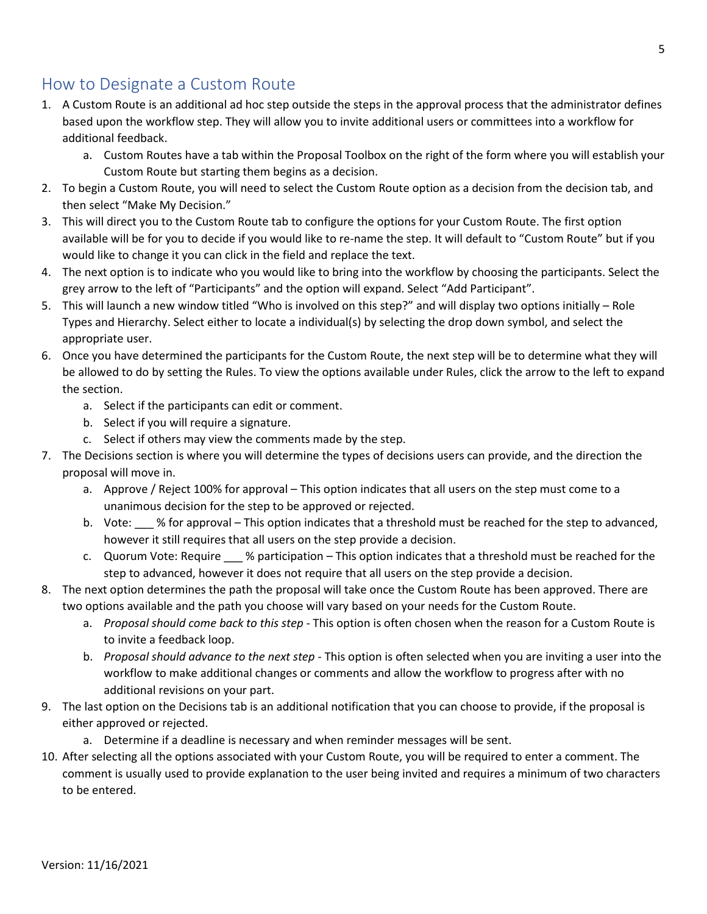## How to Designate a Custom Route

1. A Custom Route is an additional ad hoc step outside the steps in the approval process that the administrator defines based upon the workflow step. They will allow you to invite additional users or committees into a workflow for additional feedback.
   a. Custom Routes have a tab within the Proposal Toolbox on the right of the form where you will establish your Custom Route but starting them begins as a decision.
2. To begin a Custom Route, you will need to select the Custom Route option as a decision from the decision tab, and then select "Make My Decision."
3. This will direct you to the Custom Route tab to configure the options for your Custom Route. The first option available will be for you to decide if you would like to re-name the step. It will default to "Custom Route" but if you would like to change it you can click in the field and replace the text.
4. The next option is to indicate who you would like to bring into the workflow by choosing the participants. Select the grey arrow to the left of "Participants" and the option will expand. Select "Add Participant".
5. This will launch a new window titled "Who is involved on this step?" and will display two options initially – Role Types and Hierarchy. Select either to locate a individual(s) by selecting the drop down symbol, and select the appropriate user.
6. Once you have determined the participants for the Custom Route, the next step will be to determine what they will be allowed to do by setting the Rules. To view the options available under Rules, click the arrow to the left to expand the section.
   a. Select if the participants can edit or comment.
   b. Select if you will require a signature.
   c. Select if others may view the comments made by the step.
7. The Decisions section is where you will determine the types of decisions users can provide, and the direction the proposal will move in.
   a. Approve / Reject 100% for approval – This option indicates that all users on the step must come to a unanimous decision for the step to be approved or rejected.
   b. Vote: ___ % for approval – This option indicates that a threshold must be reached for the step to advanced, however it still requires that all users on the step provide a decision.
   c. Quorum Vote: Require ___ % participation – This option indicates that a threshold must be reached for the step to advanced, however it does not require that all users on the step provide a decision.
8. The next option determines the path the proposal will take once the Custom Route has been approved. There are two options available and the path you choose will vary based on your needs for the Custom Route.
   a. *Proposal should come back to this step* - This option is often chosen when the reason for a Custom Route is to invite a feedback loop.
   b. *Proposal should advance to the next step* - This option is often selected when you are inviting a user into the workflow to make additional changes or comments and allow the workflow to progress after with no additional revisions on your part.
9. The last option on the Decisions tab is an additional notification that you can choose to provide, if the proposal is either approved or rejected.
   a. Determine if a deadline is necessary and when reminder messages will be sent.
10. After selecting all the options associated with your Custom Route, you will be required to enter a comment. The comment is usually used to provide explanation to the user being invited and requires a minimum of two characters to be entered.

Version: 11/16/2021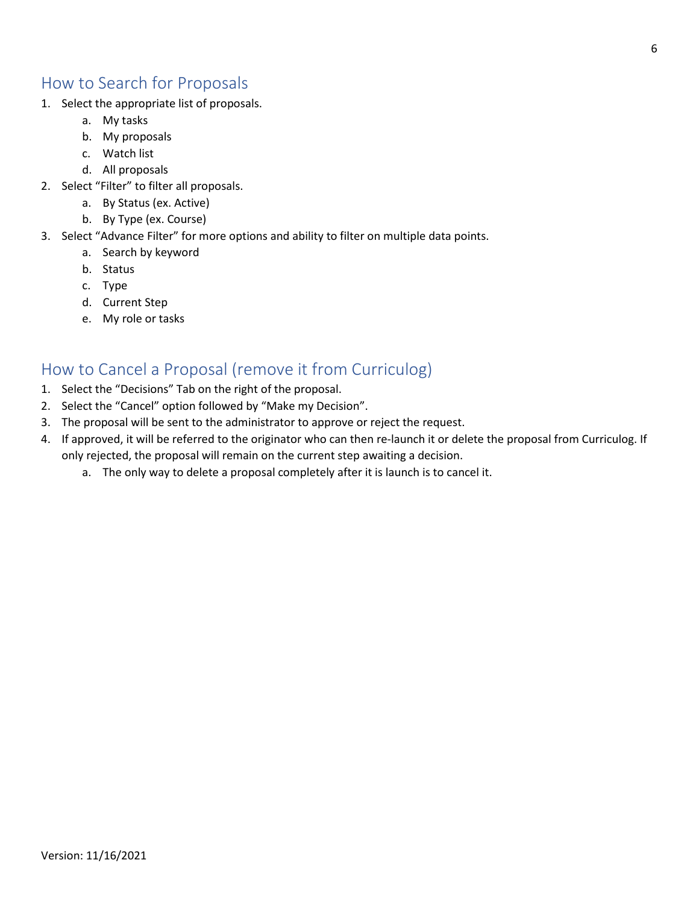## How to Search for Proposals

1. Select the appropriate list of proposals.
    a. My tasks
    b. My proposals
    c. Watch list
    d. All proposals
2. Select “Filter” to filter all proposals.
    a. By Status (ex. Active)
    b. By Type (ex. Course)
3. Select “Advance Filter” for more options and ability to filter on multiple data points.
    a. Search by keyword
    b. Status
    c. Type
    d. Current Step
    e. My role or tasks

## How to Cancel a Proposal (remove it from Curriculog)

1. Select the “Decisions” Tab on the right of the proposal.
2. Select the “Cancel” option followed by “Make my Decision”.
3. The proposal will be sent to the administrator to approve or reject the request.
4. If approved, it will be referred to the originator who can then re-launch it or delete the proposal from Curriculog. If only rejected, the proposal will remain on the current step awaiting a decision.
    a. The only way to delete a proposal completely after it is launch is to cancel it.

Version: 11/16/2021